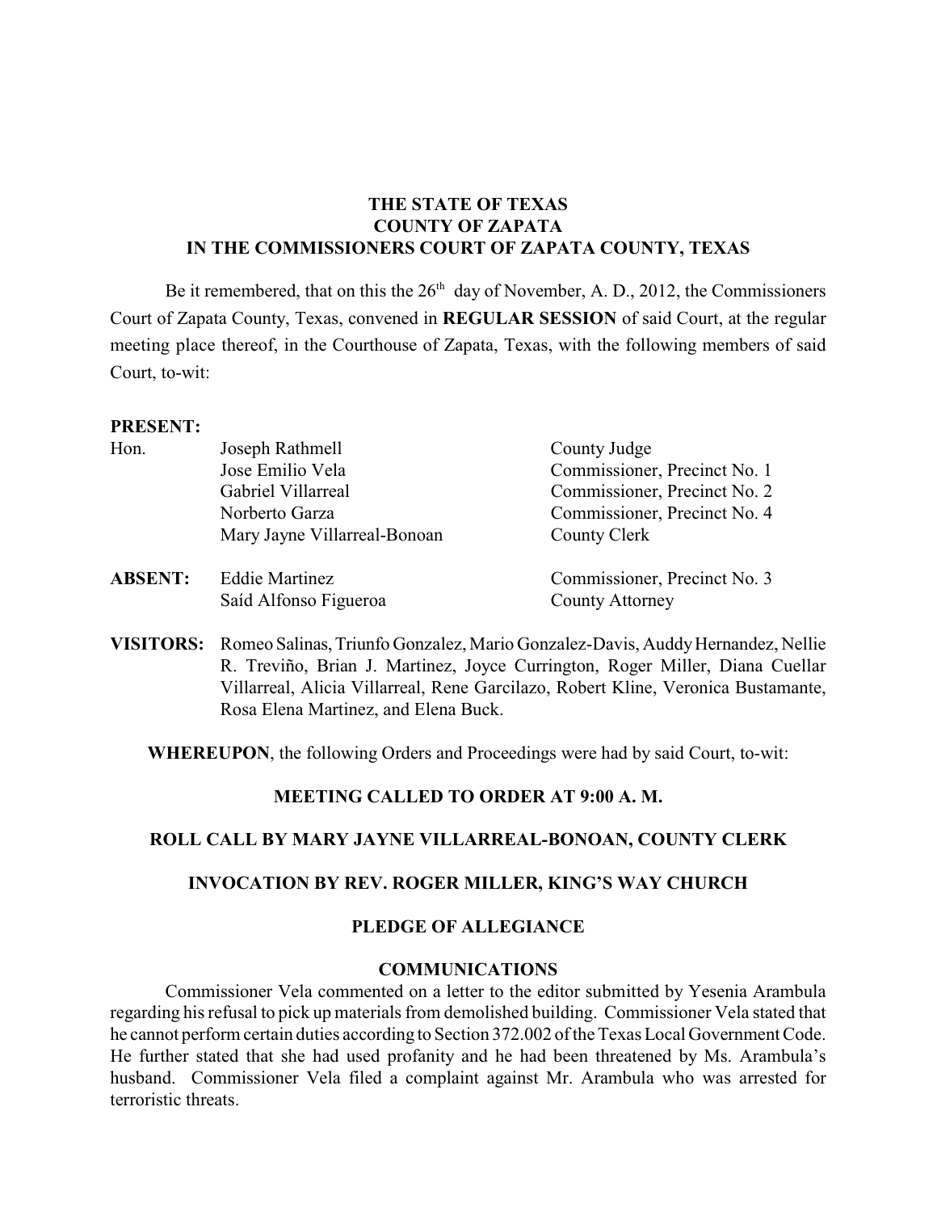**THE STATE OF TEXAS**
**COUNTY OF ZAPATA**
**IN THE COMMISSIONERS COURT OF ZAPATA COUNTY, TEXAS**

Be it remembered, that on this the 26[th] day of November, A. D., 2012, the Commissioners Court of Zapata County, Texas, convened in **REGULAR SESSION** of said Court, at the regular meeting place thereof, in the Courthouse of Zapata, Texas, with the following members of said Court, to-wit:

**PRESENT:**

| | | |
|---|---|---|
| Hon. | Joseph Rathmell | County Judge |
| | Jose Emilio Vela | Commissioner, Precinct No. 1 |
| | Gabriel Villarreal | Commissioner, Precinct No. 2 |
| | Norberto Garza | Commissioner, Precinct No. 4 |
| | Mary Jayne Villarreal-Bonoan | County Clerk |

| | | |
|---|---|---|
| **ABSENT:** | Eddie Martinez | Commissioner, Precinct No. 3 |
| | Saíd Alfonso Figueroa | County Attorney |

**VISITORS:** Romeo Salinas, Triunfo Gonzalez, Mario Gonzalez-Davis, Auddy Hernandez, Nellie R. Treviño, Brian J. Martinez, Joyce Currington, Roger Miller, Diana Cuellar Villarreal, Alicia Villarreal, Rene Garcilazo, Robert Kline, Veronica Bustamante, Rosa Elena Martinez, and Elena Buck.

**WHEREUPON**, the following Orders and Proceedings were had by said Court, to-wit:

**MEETING CALLED TO ORDER AT 9:00 A. M.**

**ROLL CALL BY MARY JAYNE VILLARREAL-BONOAN, COUNTY CLERK**

**INVOCATION BY REV. ROGER MILLER, KING'S WAY CHURCH**

**PLEDGE OF ALLEGIANCE**

**COMMUNICATIONS**

Commissioner Vela commented on a letter to the editor submitted by Yesenia Arambula regarding his refusal to pick up materials from demolished building. Commissioner Vela stated that he cannot perform certain duties according to Section 372.002 of the Texas Local Government Code. He further stated that she had used profanity and he had been threatened by Ms. Arambula's husband. Commissioner Vela filed a complaint against Mr. Arambula who was arrested for terroristic threats.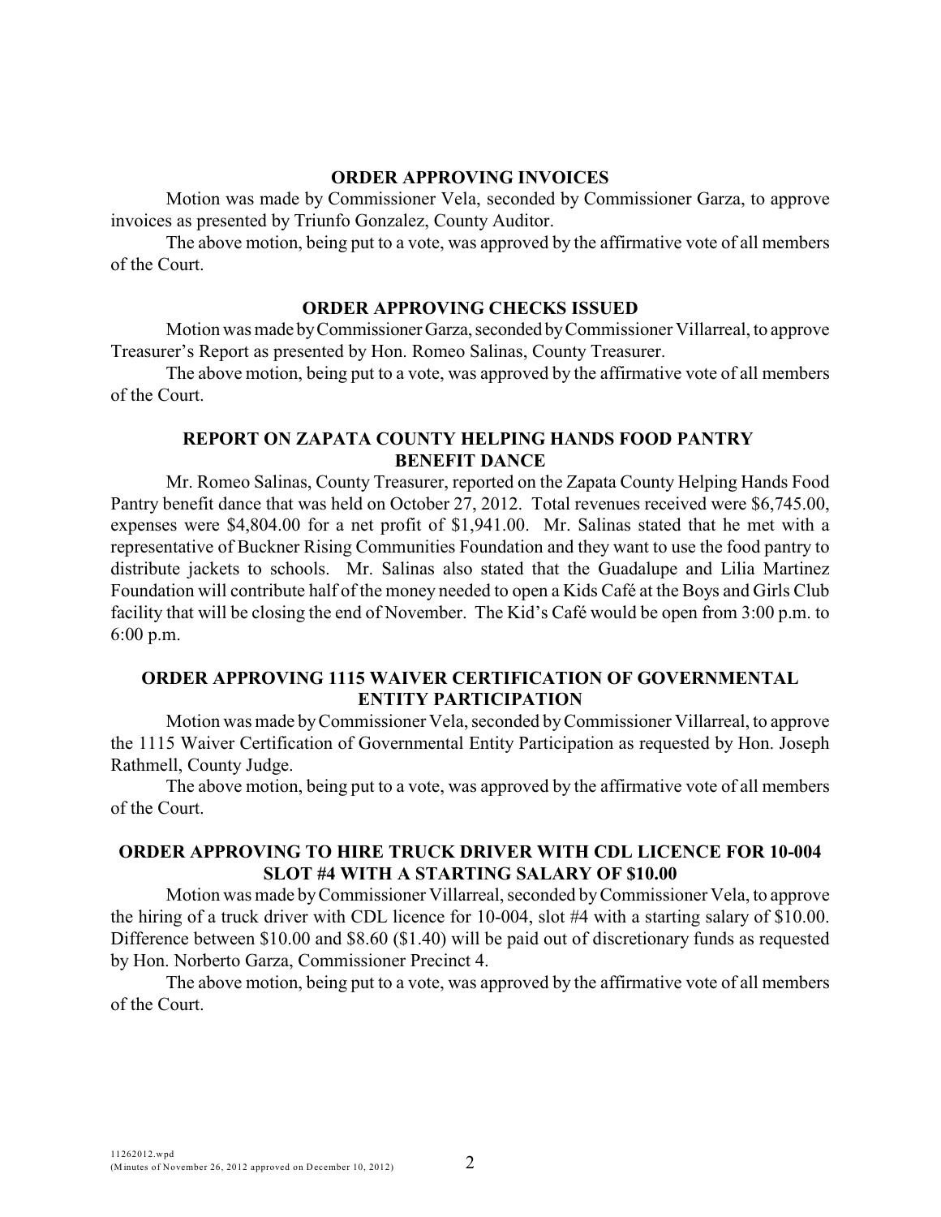**ORDER APPROVING INVOICES**

Motion was made by Commissioner Vela, seconded by Commissioner Garza, to approve invoices as presented by Triunfo Gonzalez, County Auditor.

The above motion, being put to a vote, was approved by the affirmative vote of all members of the Court.

**ORDER APPROVING CHECKS ISSUED**

Motion was made by Commissioner Garza, seconded by Commissioner Villarreal, to approve Treasurer's Report as presented by Hon. Romeo Salinas, County Treasurer.

The above motion, being put to a vote, was approved by the affirmative vote of all members of the Court.

**REPORT ON ZAPATA COUNTY HELPING HANDS FOOD PANTRY BENEFIT DANCE**

Mr. Romeo Salinas, County Treasurer, reported on the Zapata County Helping Hands Food Pantry benefit dance that was held on October 27, 2012. Total revenues received were $6,745.00, expenses were $4,804.00 for a net profit of $1,941.00. Mr. Salinas stated that he met with a representative of Buckner Rising Communities Foundation and they want to use the food pantry to distribute jackets to schools. Mr. Salinas also stated that the Guadalupe and Lilia Martinez Foundation will contribute half of the money needed to open a Kids Café at the Boys and Girls Club facility that will be closing the end of November. The Kid's Café would be open from 3:00 p.m. to 6:00 p.m.

**ORDER APPROVING 1115 WAIVER CERTIFICATION OF GOVERNMENTAL ENTITY PARTICIPATION**

Motion was made by Commissioner Vela, seconded by Commissioner Villarreal, to approve the 1115 Waiver Certification of Governmental Entity Participation as requested by Hon. Joseph Rathmell, County Judge.

The above motion, being put to a vote, was approved by the affirmative vote of all members of the Court.

**ORDER APPROVING TO HIRE TRUCK DRIVER WITH CDL LICENCE FOR 10-004 SLOT #4 WITH A STARTING SALARY OF $10.00**

Motion was made by Commissioner Villarreal, seconded by Commissioner Vela, to approve the hiring of a truck driver with CDL licence for 10-004, slot #4 with a starting salary of $10.00. Difference between $10.00 and $8.60 ($1.40) will be paid out of discretionary funds as requested by Hon. Norberto Garza, Commissioner Precinct 4.

The above motion, being put to a vote, was approved by the affirmative vote of all members of the Court.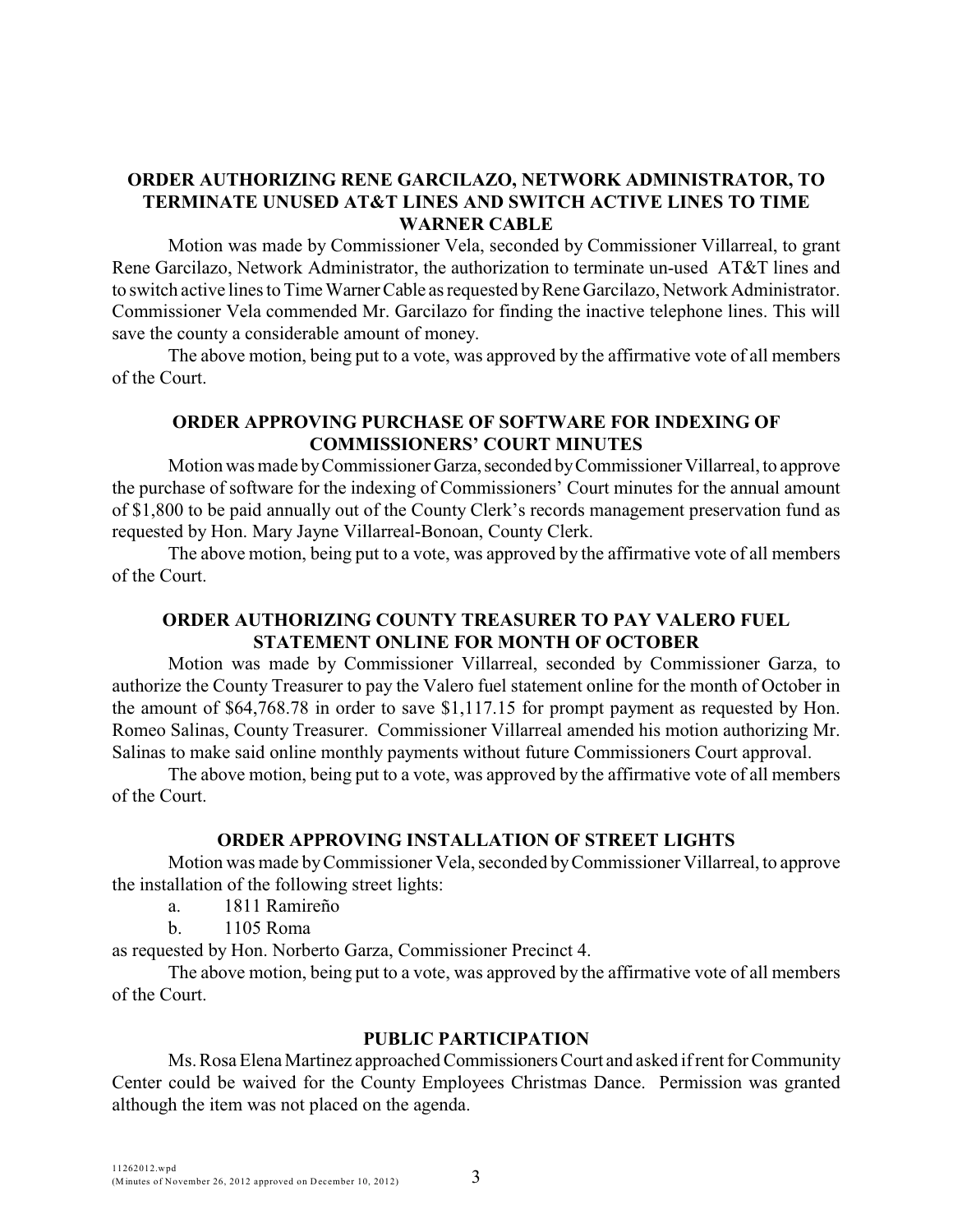**ORDER AUTHORIZING RENE GARCILAZO, NETWORK ADMINISTRATOR, TO TERMINATE UNUSED AT&T LINES AND SWITCH ACTIVE LINES TO TIME WARNER CABLE**

Motion was made by Commissioner Vela, seconded by Commissioner Villarreal, to grant Rene Garcilazo, Network Administrator, the authorization to terminate un-used AT&T lines and to switch active lines to Time Warner Cable as requested by Rene Garcilazo, Network Administrator. Commissioner Vela commended Mr. Garcilazo for finding the inactive telephone lines. This will save the county a considerable amount of money.

The above motion, being put to a vote, was approved by the affirmative vote of all members of the Court.

**ORDER APPROVING PURCHASE OF SOFTWARE FOR INDEXING OF COMMISSIONERS' COURT MINUTES**

Motion was made by Commissioner Garza, seconded by Commissioner Villarreal, to approve the purchase of software for the indexing of Commissioners' Court minutes for the annual amount of $1,800 to be paid annually out of the County Clerk's records management preservation fund as requested by Hon. Mary Jayne Villarreal-Bonoan, County Clerk.

The above motion, being put to a vote, was approved by the affirmative vote of all members of the Court.

**ORDER AUTHORIZING COUNTY TREASURER TO PAY VALERO FUEL STATEMENT ONLINE FOR MONTH OF OCTOBER**

Motion was made by Commissioner Villarreal, seconded by Commissioner Garza, to authorize the County Treasurer to pay the Valero fuel statement online for the month of October in the amount of $64,768.78 in order to save $1,117.15 for prompt payment as requested by Hon. Romeo Salinas, County Treasurer. Commissioner Villarreal amended his motion authorizing Mr. Salinas to make said online monthly payments without future Commissioners Court approval.

The above motion, being put to a vote, was approved by the affirmative vote of all members of the Court.

**ORDER APPROVING INSTALLATION OF STREET LIGHTS**

Motion was made by Commissioner Vela, seconded by Commissioner Villarreal, to approve the installation of the following street lights:

a. 1811 Ramireño
b. 1105 Roma

as requested by Hon. Norberto Garza, Commissioner Precinct 4.

The above motion, being put to a vote, was approved by the affirmative vote of all members of the Court.

**PUBLIC PARTICIPATION**

Ms. Rosa Elena Martinez approached Commissioners Court and asked if rent for Community Center could be waived for the County Employees Christmas Dance. Permission was granted although the item was not placed on the agenda.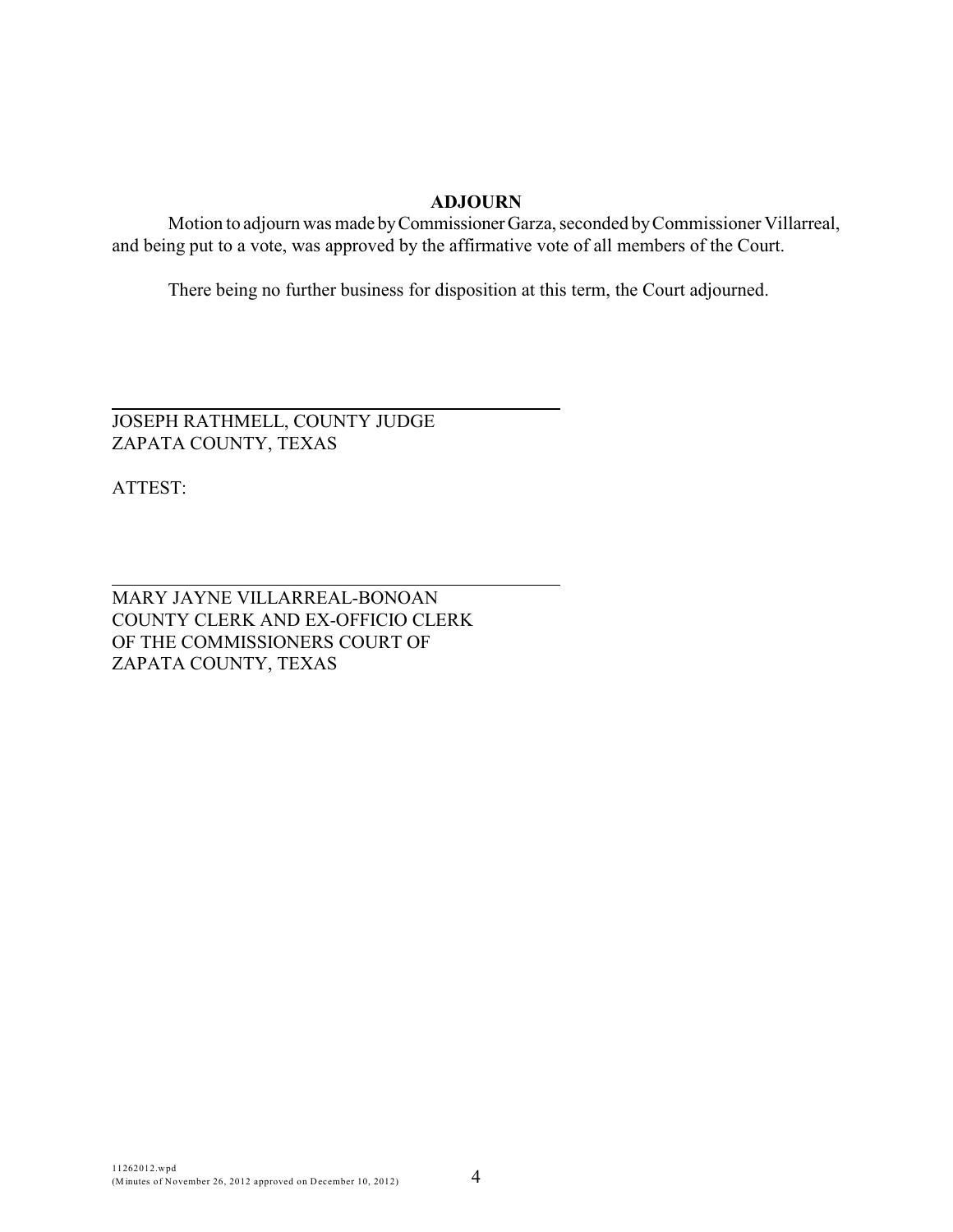**ADJOURN**

Motion to adjourn was made by Commissioner Garza, seconded by Commissioner Villarreal, and being put to a vote, was approved by the affirmative vote of all members of the Court.

There being no further business for disposition at this term, the Court adjourned.

JOSEPH RATHMELL, COUNTY JUDGE
ZAPATA COUNTY, TEXAS

ATTEST:

MARY JAYNE VILLARREAL-BONOAN
COUNTY CLERK AND EX-OFFICIO CLERK
OF THE COMMISSIONERS COURT OF
ZAPATA COUNTY, TEXAS